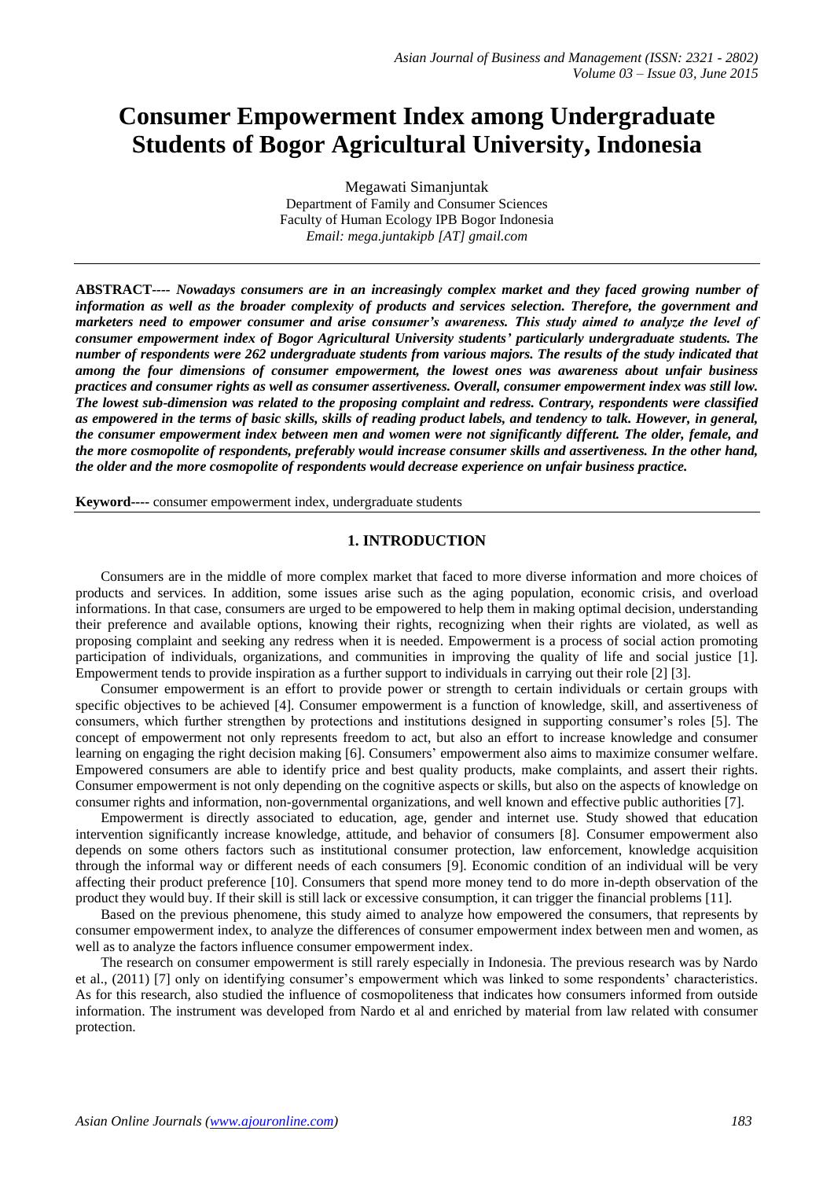# Consumer Empowerment Index among Undergraduate Students of Bogor Agricultural University, Indonesia

Megawati Simanjuntak
Department of Family and Consumer Sciences
Faculty of Human Ecology IPB Bogor Indonesia
*Email: mega.juntakipb [AT] gmail.com*

---

**ABSTRACT----** ***Nowadays consumers are in an increasingly complex market and they faced growing number of information as well as the broader complexity of products and services selection. Therefore, the government and marketers need to empower consumer and arise consumer's awareness. This study aimed to analyze the level of consumer empowerment index of Bogor Agricultural University students' particularly undergraduate students. The number of respondents were 262 undergraduate students from various majors. The results of the study indicated that among the four dimensions of consumer empowerment, the lowest ones was awareness about unfair business practices and consumer rights as well as consumer assertiveness. Overall, consumer empowerment index was still low. The lowest sub-dimension was related to the proposing complaint and redress. Contrary, respondents were classified as empowered in the terms of basic skills, skills of reading product labels, and tendency to talk. However, in general, the consumer empowerment index between men and women were not significantly different. The older, female, and the more cosmopolite of respondents, preferably would increase consumer skills and assertiveness. In the other hand, the older and the more cosmopolite of respondents would decrease experience on unfair business practice.***

**Keyword----** consumer empowerment index, undergraduate students

---

## 1. INTRODUCTION

Consumers are in the middle of more complex market that faced to more diverse information and more choices of products and services. In addition, some issues arise such as the aging population, economic crisis, and overload informations. In that case, consumers are urged to be empowered to help them in making optimal decision, understanding their preference and available options, knowing their rights, recognizing when their rights are violated, as well as proposing complaint and seeking any redress when it is needed. Empowerment is a process of social action promoting participation of individuals, organizations, and communities in improving the quality of life and social justice [1]. Empowerment tends to provide inspiration as a further support to individuals in carrying out their role [2] [3].

Consumer empowerment is an effort to provide power or strength to certain individuals or certain groups with specific objectives to be achieved [4]. Consumer empowerment is a function of knowledge, skill, and assertiveness of consumers, which further strengthen by protections and institutions designed in supporting consumer's roles [5]. The concept of empowerment not only represents freedom to act, but also an effort to increase knowledge and consumer learning on engaging the right decision making [6]. Consumers' empowerment also aims to maximize consumer welfare. Empowered consumers are able to identify price and best quality products, make complaints, and assert their rights. Consumer empowerment is not only depending on the cognitive aspects or skills, but also on the aspects of knowledge on consumer rights and information, non-governmental organizations, and well known and effective public authorities [7].

Empowerment is directly associated to education, age, gender and internet use. Study showed that education intervention significantly increase knowledge, attitude, and behavior of consumers [8]. Consumer empowerment also depends on some others factors such as institutional consumer protection, law enforcement, knowledge acquisition through the informal way or different needs of each consumers [9]. Economic condition of an individual will be very affecting their product preference [10]. Consumers that spend more money tend to do more in-depth observation of the product they would buy. If their skill is still lack or excessive consumption, it can trigger the financial problems [11].

Based on the previous phenomene, this study aimed to analyze how empowered the consumers, that represents by consumer empowerment index, to analyze the differences of consumer empowerment index between men and women, as well as to analyze the factors influence consumer empowerment index.

The research on consumer empowerment is still rarely especially in Indonesia. The previous research was by Nardo et al., (2011) [7] only on identifying consumer's empowerment which was linked to some respondents' characteristics. As for this research, also studied the influence of cosmopoliteness that indicates how consumers informed from outside information. The instrument was developed from Nardo et al and enriched by material from law related with consumer protection.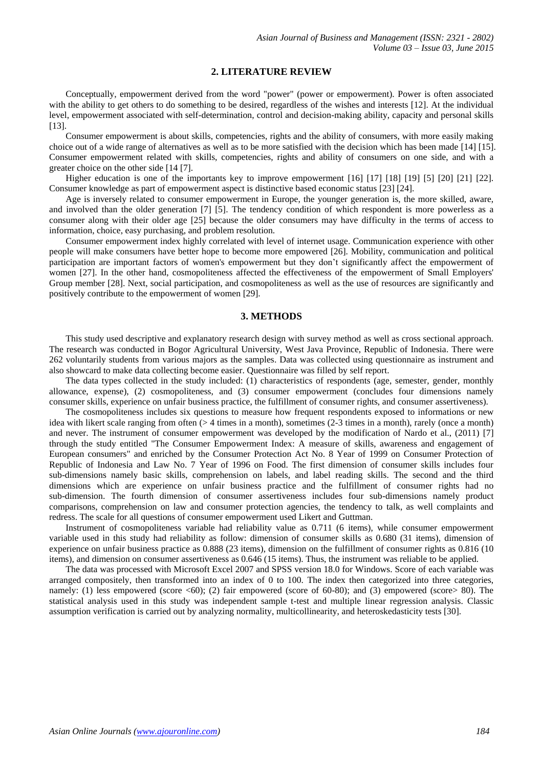## 2. LITERATURE REVIEW

Conceptually, empowerment derived from the word "power" (power or empowerment). Power is often associated with the ability to get others to do something to be desired, regardless of the wishes and interests [12]. At the individual level, empowerment associated with self-determination, control and decision-making ability, capacity and personal skills [13].

Consumer empowerment is about skills, competencies, rights and the ability of consumers, with more easily making choice out of a wide range of alternatives as well as to be more satisfied with the decision which has been made [14] [15]. Consumer empowerment related with skills, competencies, rights and ability of consumers on one side, and with a greater choice on the other side [14 [7].

Higher education is one of the importants key to improve empowerment [16] [17] [18] [19] [5] [20] [21] [22]. Consumer knowledge as part of empowerment aspect is distinctive based economic status [23] [24].

Age is inversely related to consumer empowerment in Europe, the younger generation is, the more skilled, aware, and involved than the older generation [7] [5]. The tendency condition of which respondent is more powerless as a consumer along with their older age [25] because the older consumers may have difficulty in the terms of access to information, choice, easy purchasing, and problem resolution.

Consumer empowerment index highly correlated with level of internet usage. Communication experience with other people will make consumers have better hope to become more empowered [26]. Mobility, communication and political participation are important factors of women's empowerment but they don't significantly affect the empowerment of women [27]. In the other hand, cosmopoliteness affected the effectiveness of the empowerment of Small Employers' Group member [28]. Next, social participation, and cosmopoliteness as well as the use of resources are significantly and positively contribute to the empowerment of women [29].

## 3. METHODS

This study used descriptive and explanatory research design with survey method as well as cross sectional approach. The research was conducted in Bogor Agricultural University, West Java Province, Republic of Indonesia. There were 262 voluntarily students from various majors as the samples. Data was collected using questionnaire as instrument and also showcard to make data collecting become easier. Questionnaire was filled by self report.

The data types collected in the study included: (1) characteristics of respondents (age, semester, gender, monthly allowance, expense), (2) cosmopoliteness, and (3) consumer empowerment (concludes four dimensions namely consumer skills, experience on unfair business practice, the fulfillment of consumer rights, and consumer assertiveness).

The cosmopoliteness includes six questions to measure how frequent respondents exposed to informations or new idea with likert scale ranging from often (> 4 times in a month), sometimes (2-3 times in a month), rarely (once a month) and never. The instrument of consumer empowerment was developed by the modification of Nardo et al., (2011) [7] through the study entitled "The Consumer Empowerment Index: A measure of skills, awareness and engagement of European consumers" and enriched by the Consumer Protection Act No. 8 Year of 1999 on Consumer Protection of Republic of Indonesia and Law No. 7 Year of 1996 on Food. The first dimension of consumer skills includes four sub-dimensions namely basic skills, comprehension on labels, and label reading skills. The second and the third dimensions which are experience on unfair business practice and the fulfillment of consumer rights had no sub-dimension. The fourth dimension of consumer assertiveness includes four sub-dimensions namely product comparisons, comprehension on law and consumer protection agencies, the tendency to talk, as well complaints and redress. The scale for all questions of consumer empowerment used Likert and Guttman.

Instrument of cosmopoliteness variable had reliability value as 0.711 (6 items), while consumer empowerment variable used in this study had reliability as follow: dimension of consumer skills as 0.680 (31 items), dimension of experience on unfair business practice as 0.888 (23 items), dimension on the fulfillment of consumer rights as 0.816 (10 items), and dimension on consumer assertiveness as 0.646 (15 items). Thus, the instrument was reliable to be applied.

The data was processed with Microsoft Excel 2007 and SPSS version 18.0 for Windows. Score of each variable was arranged compositely, then transformed into an index of 0 to 100. The index then categorized into three categories, namely: (1) less empowered (score <60); (2) fair empowered (score of 60-80); and (3) empowered (score> 80). The statistical analysis used in this study was independent sample t-test and multiple linear regression analysis. Classic assumption verification is carried out by analyzing normality, multicollinearity, and heteroskedasticity tests [30].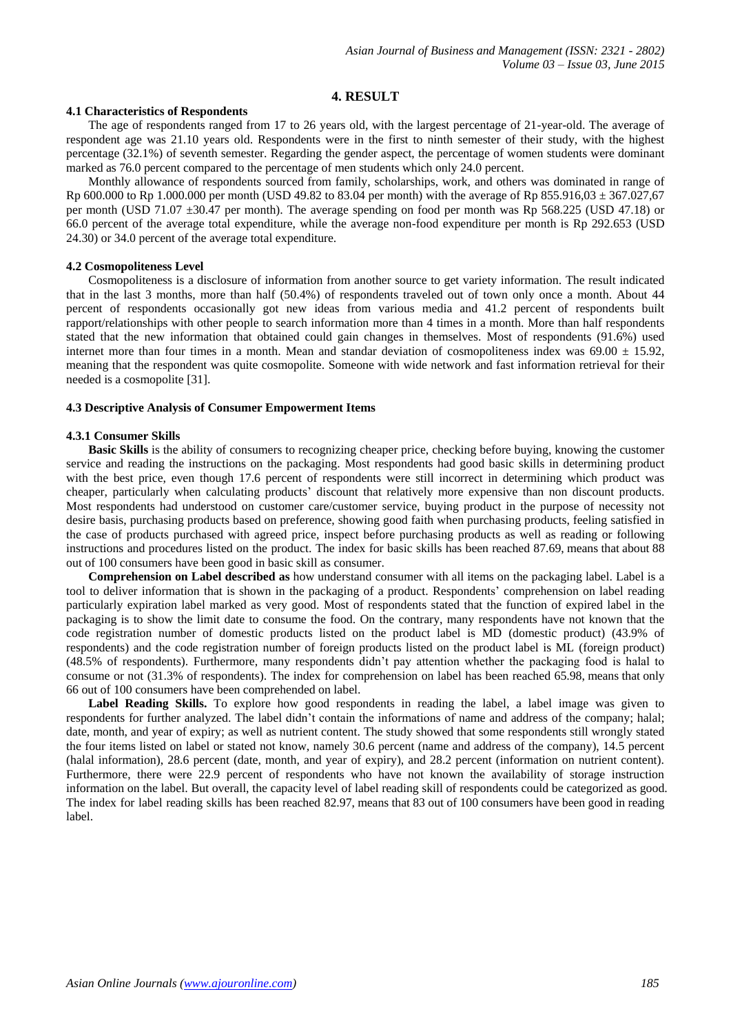## 4. RESULT

### 4.1 Characteristics of Respondents

The age of respondents ranged from 17 to 26 years old, with the largest percentage of 21-year-old. The average of respondent age was 21.10 years old. Respondents were in the first to ninth semester of their study, with the highest percentage (32.1%) of seventh semester. Regarding the gender aspect, the percentage of women students were dominant marked as 76.0 percent compared to the percentage of men students which only 24.0 percent.

Monthly allowance of respondents sourced from family, scholarships, work, and others was dominated in range of Rp 600.000 to Rp 1.000.000 per month (USD 49.82 to 83.04 per month) with the average of Rp 855.916,03 ± 367.027,67 per month (USD 71.07 ±30.47 per month). The average spending on food per month was Rp 568.225 (USD 47.18) or 66.0 percent of the average total expenditure, while the average non-food expenditure per month is Rp 292.653 (USD 24.30) or 34.0 percent of the average total expenditure.

### 4.2 Cosmopoliteness Level

Cosmopoliteness is a disclosure of information from another source to get variety information. The result indicated that in the last 3 months, more than half (50.4%) of respondents traveled out of town only once a month. About 44 percent of respondents occasionally got new ideas from various media and 41.2 percent of respondents built rapport/relationships with other people to search information more than 4 times in a month. More than half respondents stated that the new information that obtained could gain changes in themselves. Most of respondents (91.6%) used internet more than four times in a month. Mean and standar deviation of cosmopoliteness index was 69.00 ± 15.92, meaning that the respondent was quite cosmopolite. Someone with wide network and fast information retrieval for their needed is a cosmopolite [31].

### 4.3 Descriptive Analysis of Consumer Empowerment Items

#### 4.3.1 Consumer Skills

**Basic Skills** is the ability of consumers to recognizing cheaper price, checking before buying, knowing the customer service and reading the instructions on the packaging. Most respondents had good basic skills in determining product with the best price, even though 17.6 percent of respondents were still incorrect in determining which product was cheaper, particularly when calculating products' discount that relatively more expensive than non discount products. Most respondents had understood on customer care/customer service, buying product in the purpose of necessity not desire basis, purchasing products based on preference, showing good faith when purchasing products, feeling satisfied in the case of products purchased with agreed price, inspect before purchasing products as well as reading or following instructions and procedures listed on the product. The index for basic skills has been reached 87.69, means that about 88 out of 100 consumers have been good in basic skill as consumer.

**Comprehension on Label described as** how understand consumer with all items on the packaging label. Label is a tool to deliver information that is shown in the packaging of a product. Respondents' comprehension on label reading particularly expiration label marked as very good. Most of respondents stated that the function of expired label in the packaging is to show the limit date to consume the food. On the contrary, many respondents have not known that the code registration number of domestic products listed on the product label is MD (domestic product) (43.9% of respondents) and the code registration number of foreign products listed on the product label is ML (foreign product) (48.5% of respondents). Furthermore, many respondents didn't pay attention whether the packaging food is halal to consume or not (31.3% of respondents). The index for comprehension on label has been reached 65.98, means that only 66 out of 100 consumers have been comprehended on label.

**Label Reading Skills.** To explore how good respondents in reading the label, a label image was given to respondents for further analyzed. The label didn't contain the informations of name and address of the company; halal; date, month, and year of expiry; as well as nutrient content. The study showed that some respondents still wrongly stated the four items listed on label or stated not know, namely 30.6 percent (name and address of the company), 14.5 percent (halal information), 28.6 percent (date, month, and year of expiry), and 28.2 percent (information on nutrient content). Furthermore, there were 22.9 percent of respondents who have not known the availability of storage instruction information on the label. But overall, the capacity level of label reading skill of respondents could be categorized as good. The index for label reading skills has been reached 82.97, means that 83 out of 100 consumers have been good in reading label.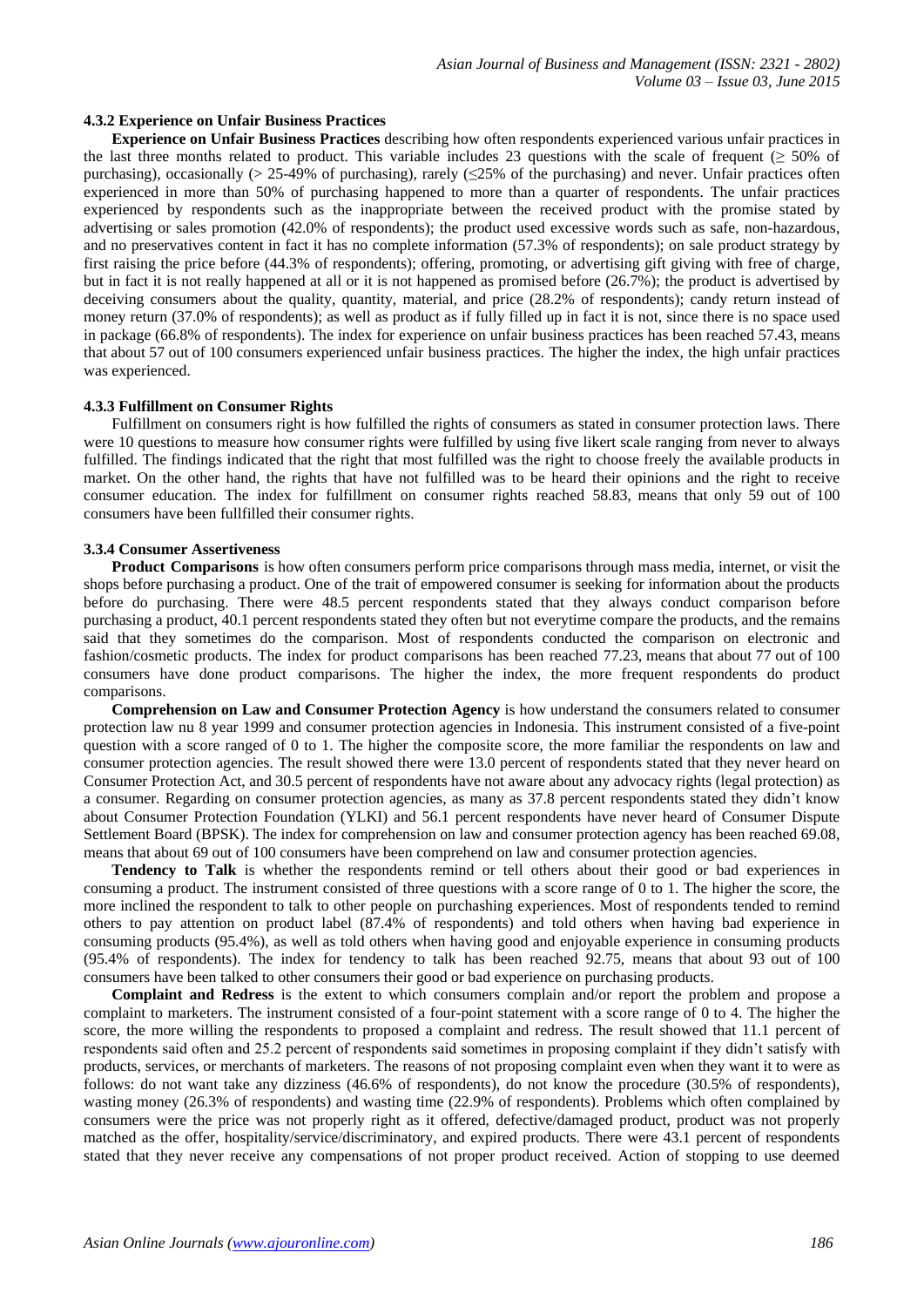#### 4.3.2 Experience on Unfair Business Practices

**Experience on Unfair Business Practices** describing how often respondents experienced various unfair practices in the last three months related to product. This variable includes 23 questions with the scale of frequent (≥ 50% of purchasing), occasionally (> 25-49% of purchasing), rarely (≤25% of the purchasing) and never. Unfair practices often experienced in more than 50% of purchasing happened to more than a quarter of respondents. The unfair practices experienced by respondents such as the inappropriate between the received product with the promise stated by advertising or sales promotion (42.0% of respondents); the product used excessive words such as safe, non-hazardous, and no preservatives content in fact it has no complete information (57.3% of respondents); on sale product strategy by first raising the price before (44.3% of respondents); offering, promoting, or advertising gift giving with free of charge, but in fact it is not really happened at all or it is not happened as promised before (26.7%); the product is advertised by deceiving consumers about the quality, quantity, material, and price (28.2% of respondents); candy return instead of money return (37.0% of respondents); as well as product as if fully filled up in fact it is not, since there is no space used in package (66.8% of respondents). The index for experience on unfair business practices has been reached 57.43, means that about 57 out of 100 consumers experienced unfair business practices. The higher the index, the high unfair practices was experienced.

#### 4.3.3 Fulfillment on Consumer Rights

Fulfillment on consumers right is how fulfilled the rights of consumers as stated in consumer protection laws. There were 10 questions to measure how consumer rights were fulfilled by using five likert scale ranging from never to always fulfilled. The findings indicated that the right that most fulfilled was the right to choose freely the available products in market. On the other hand, the rights that have not fulfilled was to be heard their opinions and the right to receive consumer education. The index for fulfillment on consumer rights reached 58.83, means that only 59 out of 100 consumers have been fullfilled their consumer rights.

#### 3.3.4 Consumer Assertiveness

**Product Comparisons** is how often consumers perform price comparisons through mass media, internet, or visit the shops before purchasing a product. One of the trait of empowered consumer is seeking for information about the products before do purchasing. There were 48.5 percent respondents stated that they always conduct comparison before purchasing a product, 40.1 percent respondents stated they often but not everytime compare the products, and the remains said that they sometimes do the comparison. Most of respondents conducted the comparison on electronic and fashion/cosmetic products. The index for product comparisons has been reached 77.23, means that about 77 out of 100 consumers have done product comparisons. The higher the index, the more frequent respondents do product comparisons.

**Comprehension on Law and Consumer Protection Agency** is how understand the consumers related to consumer protection law nu 8 year 1999 and consumer protection agencies in Indonesia. This instrument consisted of a five-point question with a score ranged of 0 to 1. The higher the composite score, the more familiar the respondents on law and consumer protection agencies. The result showed there were 13.0 percent of respondents stated that they never heard on Consumer Protection Act, and 30.5 percent of respondents have not aware about any advocacy rights (legal protection) as a consumer. Regarding on consumer protection agencies, as many as 37.8 percent respondents stated they didn't know about Consumer Protection Foundation (YLKI) and 56.1 percent respondents have never heard of Consumer Dispute Settlement Board (BPSK). The index for comprehension on law and consumer protection agency has been reached 69.08, means that about 69 out of 100 consumers have been comprehend on law and consumer protection agencies.

**Tendency to Talk** is whether the respondents remind or tell others about their good or bad experiences in consuming a product. The instrument consisted of three questions with a score range of 0 to 1. The higher the score, the more inclined the respondent to talk to other people on purchashing experiences. Most of respondents tended to remind others to pay attention on product label (87.4% of respondents) and told others when having bad experience in consuming products (95.4%), as well as told others when having good and enjoyable experience in consuming products (95.4% of respondents). The index for tendency to talk has been reached 92.75, means that about 93 out of 100 consumers have been talked to other consumers their good or bad experience on purchasing products.

**Complaint and Redress** is the extent to which consumers complain and/or report the problem and propose a complaint to marketers. The instrument consisted of a four-point statement with a score range of 0 to 4. The higher the score, the more willing the respondents to proposed a complaint and redress. The result showed that 11.1 percent of respondents said often and 25.2 percent of respondents said sometimes in proposing complaint if they didn't satisfy with products, services, or merchants of marketers. The reasons of not proposing complaint even when they want it to were as follows: do not want take any dizziness (46.6% of respondents), do not know the procedure (30.5% of respondents), wasting money (26.3% of respondents) and wasting time (22.9% of respondents). Problems which often complained by consumers were the price was not properly right as it offered, defective/damaged product, product was not properly matched as the offer, hospitality/service/discriminatory, and expired products. There were 43.1 percent of respondents stated that they never receive any compensations of not proper product received. Action of stopping to use deemed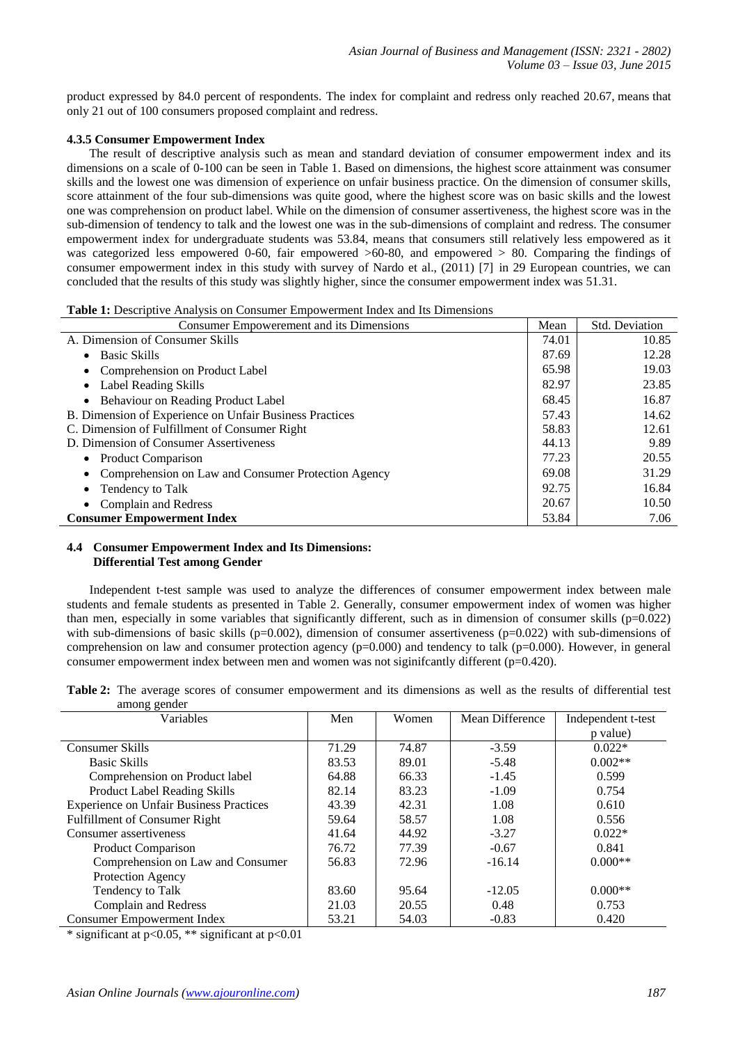product expressed by 84.0 percent of respondents. The index for complaint and redress only reached 20.67, means that only 21 out of 100 consumers proposed complaint and redress.

#### 4.3.5 Consumer Empowerment Index

The result of descriptive analysis such as mean and standard deviation of consumer empowerment index and its dimensions on a scale of 0-100 can be seen in Table 1. Based on dimensions, the highest score attainment was consumer skills and the lowest one was dimension of experience on unfair business practice. On the dimension of consumer skills, score attainment of the four sub-dimensions was quite good, where the highest score was on basic skills and the lowest one was comprehension on product label. While on the dimension of consumer assertiveness, the highest score was in the sub-dimension of tendency to talk and the lowest one was in the sub-dimensions of complaint and redress. The consumer empowerment index for undergraduate students was 53.84, means that consumers still relatively less empowered as it was categorized less empowered 0-60, fair empowered >60-80, and empowered > 80. Comparing the findings of consumer empowerment index in this study with survey of Nardo et al., (2011) [7] in 29 European countries, we can concluded that the results of this study was slightly higher, since the consumer empowerment index was 51.31.

**Table 1:** Descriptive Analysis on Consumer Empowerment Index and Its Dimensions

| Consumer Empowerement and its Dimensions | Mean | Std. Deviation |
|---|---|---|
| A. Dimension of Consumer Skills | 74.01 | 10.85 |
| • Basic Skills | 87.69 | 12.28 |
| • Comprehension on Product Label | 65.98 | 19.03 |
| • Label Reading Skills | 82.97 | 23.85 |
| • Behaviour on Reading Product Label | 68.45 | 16.87 |
| B. Dimension of Experience on Unfair Business Practices | 57.43 | 14.62 |
| C. Dimension of Fulfillment of Consumer Right | 58.83 | 12.61 |
| D. Dimension of Consumer Assertiveness | 44.13 | 9.89 |
| • Product Comparison | 77.23 | 20.55 |
| • Comprehension on Law and Consumer Protection Agency | 69.08 | 31.29 |
| • Tendency to Talk | 92.75 | 16.84 |
| • Complain and Redress | 20.67 | 10.50 |
| **Consumer Empowerment Index** | 53.84 | 7.06 |

### 4.4 Consumer Empowerment Index and Its Dimensions: Differential Test among Gender

Independent t-test sample was used to analyze the differences of consumer empowerment index between male students and female students as presented in Table 2. Generally, consumer empowerment index of women was higher than men, especially in some variables that significantly different, such as in dimension of consumer skills (p=0.022) with sub-dimensions of basic skills (p=0.002), dimension of consumer assertiveness (p=0.022) with sub-dimensions of comprehension on law and consumer protection agency (p=0.000) and tendency to talk (p=0.000). However, in general consumer empowerment index between men and women was not siginifcantly different (p=0.420).

**Table 2:** The average scores of consumer empowerment and its dimensions as well as the results of differential test among gender

| Variables | Men | Women | Mean Difference | Independent t-test p value) |
|---|---|---|---|---|
| Consumer Skills | 71.29 | 74.87 | -3.59 | 0.022* |
| Basic Skills | 83.53 | 89.01 | -5.48 | 0.002** |
| Comprehension on Product label | 64.88 | 66.33 | -1.45 | 0.599 |
| Product Label Reading Skills | 82.14 | 83.23 | -1.09 | 0.754 |
| Experience on Unfair Business Practices | 43.39 | 42.31 | 1.08 | 0.610 |
| Fulfillment of Consumer Right | 59.64 | 58.57 | 1.08 | 0.556 |
| Consumer assertiveness | 41.64 | 44.92 | -3.27 | 0.022* |
| Product Comparison | 76.72 | 77.39 | -0.67 | 0.841 |
| Comprehension on Law and Consumer Protection Agency | 56.83 | 72.96 | -16.14 | 0.000** |
| Tendency to Talk | 83.60 | 95.64 | -12.05 | 0.000** |
| Complain and Redress | 21.03 | 20.55 | 0.48 | 0.753 |
| Consumer Empowerment Index | 53.21 | 54.03 | -0.83 | 0.420 |

\* significant at $p<0.05$, ** significant at $p<0.01$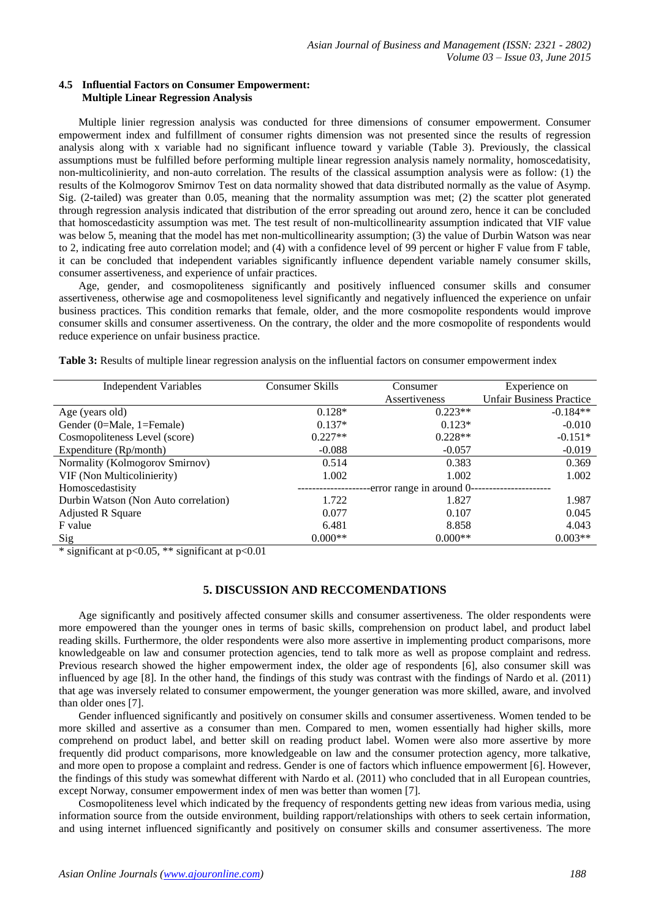### 4.5 Influential Factors on Consumer Empowerment: Multiple Linear Regression Analysis

Multiple linier regression analysis was conducted for three dimensions of consumer empowerment. Consumer empowerment index and fulfillment of consumer rights dimension was not presented since the results of regression analysis along with x variable had no significant influence toward y variable (Table 3). Previously, the classical assumptions must be fulfilled before performing multiple linear regression analysis namely normality, homoscedatisity, non-multicolinierity, and non-auto correlation. The results of the classical assumption analysis were as follow: (1) the results of the Kolmogorov Smirnov Test on data normality showed that data distributed normally as the value of Asymp. Sig. (2-tailed) was greater than 0.05, meaning that the normality assumption was met; (2) the scatter plot generated through regression analysis indicated that distribution of the error spreading out around zero, hence it can be concluded that homoscedasticity assumption was met. The test result of non-multicollinearity assumption indicated that VIF value was below 5, meaning that the model has met non-multicollinearity assumption; (3) the value of Durbin Watson was near to 2, indicating free auto correlation model; and (4) with a confidence level of 99 percent or higher F value from F table, it can be concluded that independent variables significantly influence dependent variable namely consumer skills, consumer assertiveness, and experience of unfair practices.

Age, gender, and cosmopoliteness significantly and positively influenced consumer skills and consumer assertiveness, otherwise age and cosmopoliteness level significantly and negatively influenced the experience on unfair business practices. This condition remarks that female, older, and the more cosmopolite respondents would improve consumer skills and consumer assertiveness. On the contrary, the older and the more cosmopolite of respondents would reduce experience on unfair business practice.

**Table 3:** Results of multiple linear regression analysis on the influential factors on consumer empowerment index

| Independent Variables | Consumer Skills | Consumer Assertiveness | Experience on Unfair Business Practice |
|---|---|---|---|
| Age (years old) | 0.128* | 0.223** | -0.184** |
| Gender (0=Male, 1=Female) | 0.137* | 0.123* | -0.010 |
| Cosmopoliteness Level (score) | 0.227** | 0.228** | -0.151* |
| Expenditure (Rp/month) | -0.088 | -0.057 | -0.019 |
| Normality (Kolmogorov Smirnov) | 0.514 | 0.383 | 0.369 |
| VIF (Non Multicolinierity) | 1.002 | 1.002 | 1.002 |
| Homoscedastisity | --------------------error range in around 0---------------------- | | |
| Durbin Watson (Non Auto correlation) | 1.722 | 1.827 | 1.987 |
| Adjusted R Square | 0.077 | 0.107 | 0.045 |
| F value | 6.481 | 8.858 | 4.043 |
| Sig | 0.000** | 0.000** | 0.003** |

* significant at $p<0.05$, ** significant at $p<0.01$

## 5. DISCUSSION AND RECCOMENDATIONS

Age significantly and positively affected consumer skills and consumer assertiveness. The older respondents were more empowered than the younger ones in terms of basic skills, comprehension on product label, and product label reading skills. Furthermore, the older respondents were also more assertive in implementing product comparisons, more knowledgeable on law and consumer protection agencies, tend to talk more as well as propose complaint and redress. Previous research showed the higher empowerment index, the older age of respondents [6], also consumer skill was influenced by age [8]. In the other hand, the findings of this study was contrast with the findings of Nardo et al. (2011) that age was inversely related to consumer empowerment, the younger generation was more skilled, aware, and involved than older ones [7].

Gender influenced significantly and positively on consumer skills and consumer assertiveness. Women tended to be more skilled and assertive as a consumer than men. Compared to men, women essentially had higher skills, more comprehend on product label, and better skill on reading product label. Women were also more assertive by more frequently did product comparisons, more knowledgeable on law and the consumer protection agency, more talkative, and more open to propose a complaint and redress. Gender is one of factors which influence empowerment [6]. However, the findings of this study was somewhat different with Nardo et al. (2011) who concluded that in all European countries, except Norway, consumer empowerment index of men was better than women [7].

Cosmopoliteness level which indicated by the frequency of respondents getting new ideas from various media, using information source from the outside environment, building rapport/relationships with others to seek certain information, and using internet influenced significantly and positively on consumer skills and consumer assertiveness. The more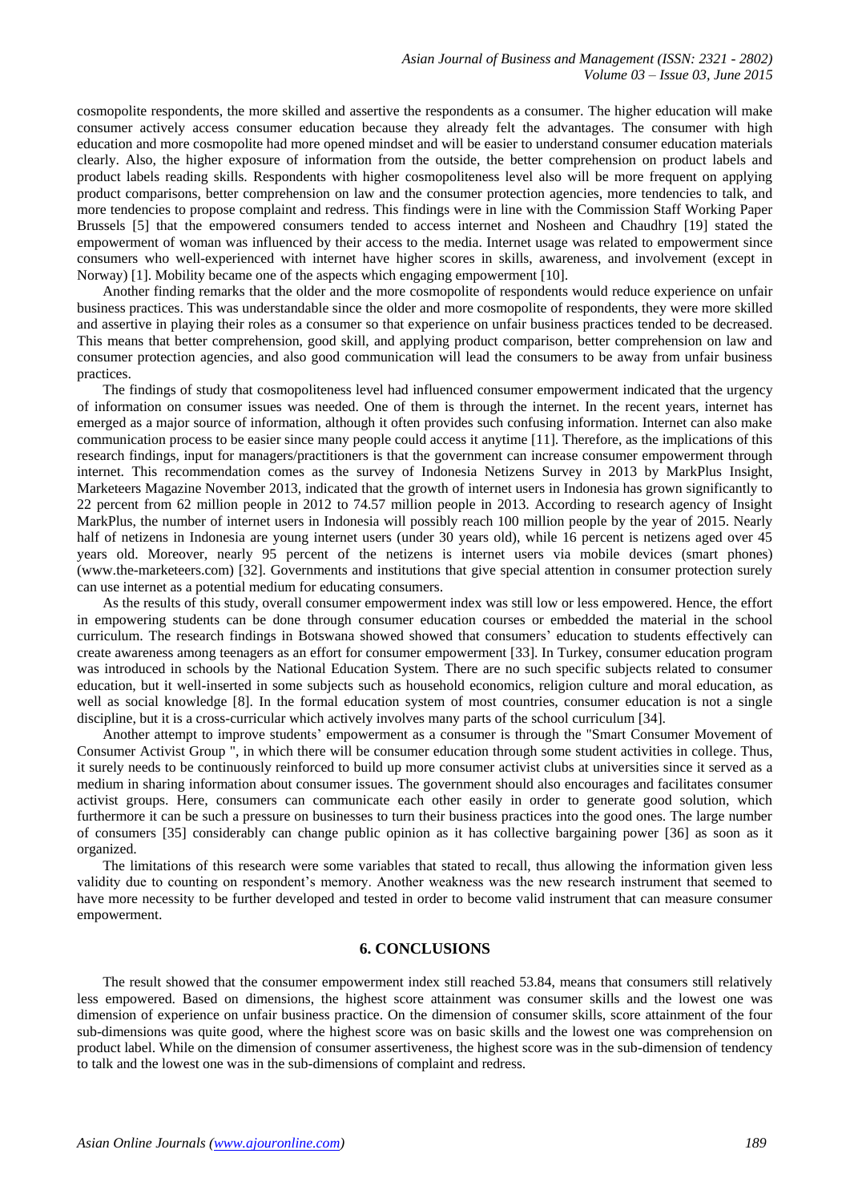cosmopolite respondents, the more skilled and assertive the respondents as a consumer. The higher education will make consumer actively access consumer education because they already felt the advantages. The consumer with high education and more cosmopolite had more opened mindset and will be easier to understand consumer education materials clearly. Also, the higher exposure of information from the outside, the better comprehension on product labels and product labels reading skills. Respondents with higher cosmopoliteness level also will be more frequent on applying product comparisons, better comprehension on law and the consumer protection agencies, more tendencies to talk, and more tendencies to propose complaint and redress. This findings were in line with the Commission Staff Working Paper Brussels [5] that the empowered consumers tended to access internet and Nosheen and Chaudhry [19] stated the empowerment of woman was influenced by their access to the media. Internet usage was related to empowerment since consumers who well-experienced with internet have higher scores in skills, awareness, and involvement (except in Norway) [1]. Mobility became one of the aspects which engaging empowerment [10].

Another finding remarks that the older and the more cosmopolite of respondents would reduce experience on unfair business practices. This was understandable since the older and more cosmopolite of respondents, they were more skilled and assertive in playing their roles as a consumer so that experience on unfair business practices tended to be decreased. This means that better comprehension, good skill, and applying product comparison, better comprehension on law and consumer protection agencies, and also good communication will lead the consumers to be away from unfair business practices.

The findings of study that cosmopoliteness level had influenced consumer empowerment indicated that the urgency of information on consumer issues was needed. One of them is through the internet. In the recent years, internet has emerged as a major source of information, although it often provides such confusing information. Internet can also make communication process to be easier since many people could access it anytime [11]. Therefore, as the implications of this research findings, input for managers/practitioners is that the government can increase consumer empowerment through internet. This recommendation comes as the survey of Indonesia Netizens Survey in 2013 by MarkPlus Insight, Marketeers Magazine November 2013, indicated that the growth of internet users in Indonesia has grown significantly to 22 percent from 62 million people in 2012 to 74.57 million people in 2013. According to research agency of Insight MarkPlus, the number of internet users in Indonesia will possibly reach 100 million people by the year of 2015. Nearly half of netizens in Indonesia are young internet users (under 30 years old), while 16 percent is netizens aged over 45 years old. Moreover, nearly 95 percent of the netizens is internet users via mobile devices (smart phones) (www.the-marketeers.com) [32]. Governments and institutions that give special attention in consumer protection surely can use internet as a potential medium for educating consumers.

As the results of this study, overall consumer empowerment index was still low or less empowered. Hence, the effort in empowering students can be done through consumer education courses or embedded the material in the school curriculum. The research findings in Botswana showed showed that consumers' education to students effectively can create awareness among teenagers as an effort for consumer empowerment [33]. In Turkey, consumer education program was introduced in schools by the National Education System. There are no such specific subjects related to consumer education, but it well-inserted in some subjects such as household economics, religion culture and moral education, as well as social knowledge [8]. In the formal education system of most countries, consumer education is not a single discipline, but it is a cross-curricular which actively involves many parts of the school curriculum [34].

Another attempt to improve students' empowerment as a consumer is through the "Smart Consumer Movement of Consumer Activist Group ", in which there will be consumer education through some student activities in college. Thus, it surely needs to be continuously reinforced to build up more consumer activist clubs at universities since it served as a medium in sharing information about consumer issues. The government should also encourages and facilitates consumer activist groups. Here, consumers can communicate each other easily in order to generate good solution, which furthermore it can be such a pressure on businesses to turn their business practices into the good ones. The large number of consumers [35] considerably can change public opinion as it has collective bargaining power [36] as soon as it organized.

The limitations of this research were some variables that stated to recall, thus allowing the information given less validity due to counting on respondent's memory. Another weakness was the new research instrument that seemed to have more necessity to be further developed and tested in order to become valid instrument that can measure consumer empowerment.

## 6. CONCLUSIONS

The result showed that the consumer empowerment index still reached 53.84, means that consumers still relatively less empowered. Based on dimensions, the highest score attainment was consumer skills and the lowest one was dimension of experience on unfair business practice. On the dimension of consumer skills, score attainment of the four sub-dimensions was quite good, where the highest score was on basic skills and the lowest one was comprehension on product label. While on the dimension of consumer assertiveness, the highest score was in the sub-dimension of tendency to talk and the lowest one was in the sub-dimensions of complaint and redress.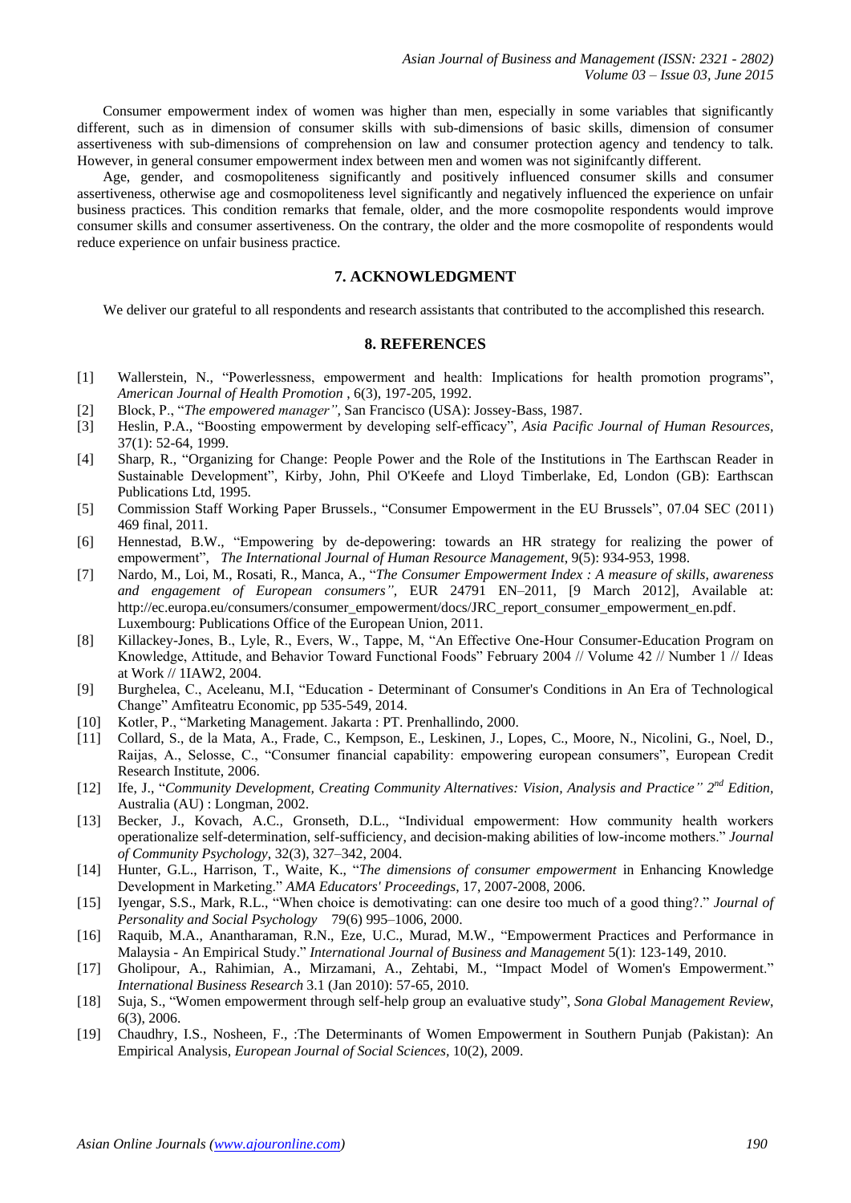Consumer empowerment index of women was higher than men, especially in some variables that significantly different, such as in dimension of consumer skills with sub-dimensions of basic skills, dimension of consumer assertiveness with sub-dimensions of comprehension on law and consumer protection agency and tendency to talk. However, in general consumer empowerment index between men and women was not siginifcantly different.

Age, gender, and cosmopoliteness significantly and positively influenced consumer skills and consumer assertiveness, otherwise age and cosmopoliteness level significantly and negatively influenced the experience on unfair business practices. This condition remarks that female, older, and the more cosmopolite respondents would improve consumer skills and consumer assertiveness. On the contrary, the older and the more cosmopolite of respondents would reduce experience on unfair business practice.

## 7. ACKNOWLEDGMENT

We deliver our grateful to all respondents and research assistants that contributed to the accomplished this research.

## 8. REFERENCES

[1] Wallerstein, N., "Powerlessness, empowerment and health: Implications for health promotion programs", *American Journal of Health Promotion* , 6(3), 197-205, 1992.

[2] Block, P., "*The empowered manager",* San Francisco (USA): Jossey-Bass, 1987.

[3] Heslin, P.A., "Boosting empowerment by developing self-efficacy", *Asia Pacific Journal of Human Resources,* 37(1): 52-64, 1999.

[4] Sharp, R., "Organizing for Change: People Power and the Role of the Institutions in The Earthscan Reader in Sustainable Development", Kirby, John, Phil O'Keefe and Lloyd Timberlake, Ed, London (GB): Earthscan Publications Ltd, 1995.

[5] Commission Staff Working Paper Brussels., "Consumer Empowerment in the EU Brussels", 07.04 SEC (2011) 469 final, 2011.

[6] Hennestad, B.W., "Empowering by de-depowering: towards an HR strategy for realizing the power of empowerment", *The International Journal of Human Resource Management*, 9(5): 934-953, 1998.

[7] Nardo, M., Loi, M., Rosati, R., Manca, A., "*The Consumer Empowerment Index : A measure of skills, awareness and engagement of European consumers",* EUR 24791 EN–2011, [9 March 2012], Available at: http://ec.europa.eu/consumers/consumer_empowerment/docs/JRC_report_consumer_empowerment_en.pdf. Luxembourg: Publications Office of the European Union, 2011.

[8] Killackey-Jones, B., Lyle, R., Evers, W., Tappe, M, "An Effective One-Hour Consumer-Education Program on Knowledge, Attitude, and Behavior Toward Functional Foods" February 2004 // Volume 42 // Number 1 // Ideas at Work // 1IAW2, 2004.

[9] Burghelea, C., Aceleanu, M.I, "Education - Determinant of Consumer's Conditions in An Era of Technological Change" Amfiteatru Economic, pp 535-549, 2014.

[10] Kotler, P., "Marketing Management. Jakarta : PT. Prenhallindo, 2000.

[11] Collard, S., de la Mata, A., Frade, C., Kempson, E., Leskinen, J., Lopes, C., Moore, N., Nicolini, G., Noel, D., Raijas, A., Selosse, C., "Consumer financial capability: empowering european consumers", European Credit Research Institute, 2006.

[12] Ife, J., "*Community Development, Creating Community Alternatives: Vision, Analysis and Practice" 2nd Edition,* Australia (AU) : Longman, 2002.

[13] Becker, J., Kovach, A.C., Gronseth, D.L., "Individual empowerment: How community health workers operationalize self-determination, self-sufficiency, and decision-making abilities of low-income mothers." *Journal of Community Psychology*, 32(3), 327–342, 2004.

[14] Hunter, G.L., Harrison, T., Waite, K., "*The dimensions of consumer empowerment* in Enhancing Knowledge Development in Marketing." *AMA Educators' Proceedings*, 17, 2007-2008, 2006.

[15] Iyengar, S.S., Mark, R.L., "When choice is demotivating: can one desire too much of a good thing?." *Journal of Personality and Social Psychology* 79(6) 995–1006, 2000.

[16] Raquib, M.A., Anantharaman, R.N., Eze, U.C., Murad, M.W., "Empowerment Practices and Performance in Malaysia - An Empirical Study." *International Journal of Business and Management* 5(1): 123-149, 2010.

[17] Gholipour, A., Rahimian, A., Mirzamani, A., Zehtabi, M., "Impact Model of Women's Empowerment." *International Business Research* 3.1 (Jan 2010): 57-65, 2010.

[18] Suja, S., "Women empowerment through self-help group an evaluative study", *Sona Global Management Review*, 6(3), 2006.

[19] Chaudhry, I.S., Nosheen, F., :The Determinants of Women Empowerment in Southern Punjab (Pakistan): An Empirical Analysis, *European Journal of Social Sciences*, 10(2), 2009.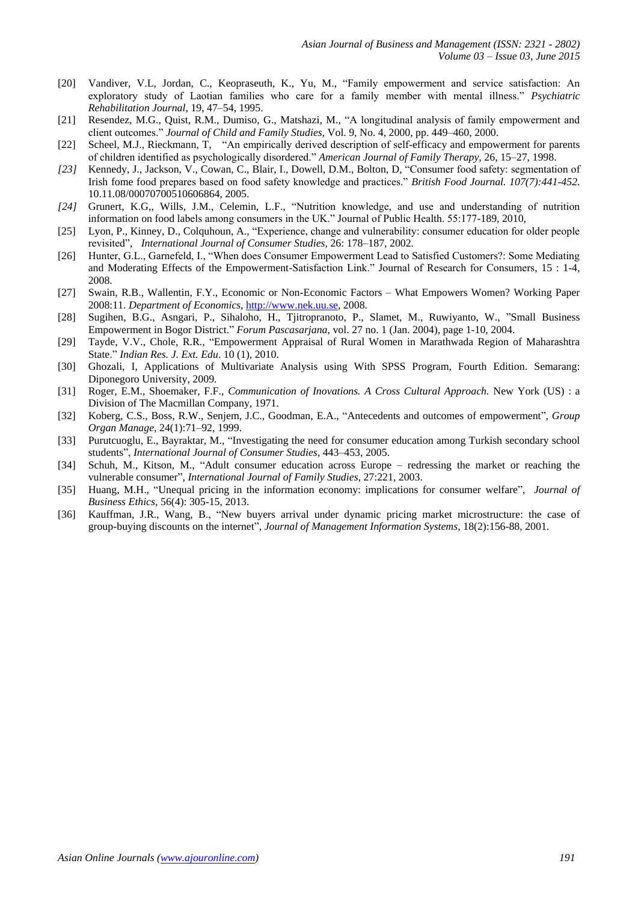[20] Vandiver, V.L, Jordan, C., Keopraseuth, K., Yu, M., "Family empowerment and service satisfaction: An exploratory study of Laotian families who care for a family member with mental illness." *Psychiatric Rehabilitation Journal*, 19, 47–54, 1995.

[21] Resendez, M.G., Quist, R.M., Dumiso, G., Matshazi, M., "A longitudinal analysis of family empowerment and client outcomes." *Journal of Child and Family Studies*, Vol. 9, No. 4, 2000, pp. 449–460, 2000.

[22] Scheel, M.J., Rieckmann, T, "An empirically derived description of self-efficacy and empowerment for parents of children identified as psychologically disordered." *American Journal of Family Therapy*, 26, 15–27, 1998.

*[23]* Kennedy, J., Jackson, V., Cowan, C., Blair, I., Dowell, D.M., Bolton, D, "Consumer food safety: segmentation of Irish fome food prepares based on food safety knowledge and practices." *British Food Journal. 107(7):441-452.* 10.11.08/00070700510606864, 2005.

*[24]* Grunert, K.G,, Wills, J.M., Celemin, L.F., "Nutrition knowledge, and use and understanding of nutrition information on food labels among consumers in the UK." Journal of Public Health. 55:177-189, 2010,

[25] Lyon, P., Kinney, D., Colquhoun, A., "Experience, change and vulnerability: consumer education for older people revisited", *International Journal of Consumer Studies,* 26: 178–187, 2002.

[26] Hunter, G.L., Garnefeld, I., "When does Consumer Empowerment Lead to Satisfied Customers?: Some Mediating and Moderating Effects of the Empowerment-Satisfaction Link." Journal of Research for Consumers, 15 : 1-4, 2008.

[27] Swain, R.B., Wallentin, F.Y., Economic or Non-Economic Factors – What Empowers Women? Working Paper 2008:11. *Department of Economics*, http://www.nek.uu.se, 2008.

[28] Sugihen, B.G., Asngari, P., Sihaloho, H., Tjitropranoto, P., Slamet, M., Ruwiyanto, W., "Small Business Empowerment in Bogor District." *Forum Pascasarjana*, vol. 27 no. 1 (Jan. 2004), page 1-10, 2004.

[29] Tayde, V.V., Chole, R.R., "Empowerment Appraisal of Rural Women in Marathwada Region of Maharashtra State." *Indian Res. J. Ext. Edu*. 10 (1), 2010.

[30] Ghozali, I, Applications of Multivariate Analysis using With SPSS Program, Fourth Edition. Semarang: Diponegoro University, 2009.

[31] Roger, E.M., Shoemaker, F.F., *Communication of Inovations. A Cross Cultural Approach.* New York (US) : a Division of The Macmillan Company, 1971.

[32] Koberg, C.S., Boss, R.W., Senjem, J.C., Goodman, E.A., "Antecedents and outcomes of empowerment", *Group Organ Manage*, 24(1):71–92, 1999.

[33] Purutcuoglu, E., Bayraktar, M., "Investigating the need for consumer education among Turkish secondary school students", *International Journal of Consumer Studies*, 443–453, 2005.

[34] Schuh, M., Kitson, M., "Adult consumer education across Europe – redressing the market or reaching the vulnerable consumer", *International Journal of Family Studies*, 27:221, 2003.

[35] Huang, M.H., "Unequal pricing in the information economy: implications for consumer welfare", *Journal of Business Ethics*, 56(4): 305-15, 2013.

[36] Kauffman, J.R., Wang, B., "New buyers arrival under dynamic pricing market microstructure: the case of group-buying discounts on the internet", *Journal of Management Information Systems*, 18(2):156-88, 2001.